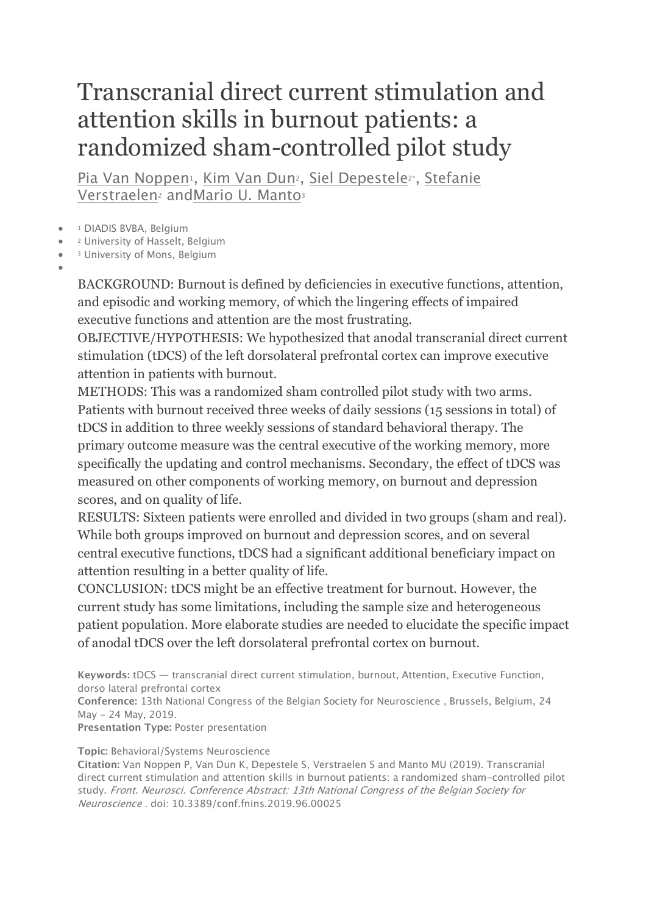# Transcranial direct current stimulation and attention skills in burnout patients: a randomized sham-controlled pilot study

Pia Van Noppen[1], Kim Van Dun[2], Siel Depestele[2*], Stefanie Verstraelen[2] and Mario U. Manto[3]

- [1] DIADIS BVBA, Belgium
- [2] University of Hasselt, Belgium
- [3] University of Mons, Belgium

BACKGROUND: Burnout is defined by deficiencies in executive functions, attention, and episodic and working memory, of which the lingering effects of impaired executive functions and attention are the most frustrating.

OBJECTIVE/HYPOTHESIS: We hypothesized that anodal transcranial direct current stimulation (tDCS) of the left dorsolateral prefrontal cortex can improve executive attention in patients with burnout.

METHODS: This was a randomized sham controlled pilot study with two arms. Patients with burnout received three weeks of daily sessions (15 sessions in total) of tDCS in addition to three weekly sessions of standard behavioral therapy. The primary outcome measure was the central executive of the working memory, more specifically the updating and control mechanisms. Secondary, the effect of tDCS was measured on other components of working memory, on burnout and depression scores, and on quality of life.

RESULTS: Sixteen patients were enrolled and divided in two groups (sham and real). While both groups improved on burnout and depression scores, and on several central executive functions, tDCS had a significant additional beneficiary impact on attention resulting in a better quality of life.

CONCLUSION: tDCS might be an effective treatment for burnout. However, the current study has some limitations, including the sample size and heterogeneous patient population. More elaborate studies are needed to elucidate the specific impact of anodal tDCS over the left dorsolateral prefrontal cortex on burnout.

**Keywords:** tDCS — transcranial direct current stimulation, burnout, Attention, Executive Function, dorso lateral prefrontal cortex

**Conference:** 13th National Congress of the Belgian Society for Neuroscience , Brussels, Belgium, 24 May - 24 May, 2019.

**Presentation Type:** Poster presentation

**Topic:** Behavioral/Systems Neuroscience

**Citation:** Van Noppen P, Van Dun K, Depestele S, Verstraelen S and Manto MU (2019). Transcranial direct current stimulation and attention skills in burnout patients: a randomized sham-controlled pilot study. *Front. Neurosci. Conference Abstract: 13th National Congress of the Belgian Society for Neuroscience* . doi: 10.3389/conf.fnins.2019.96.00025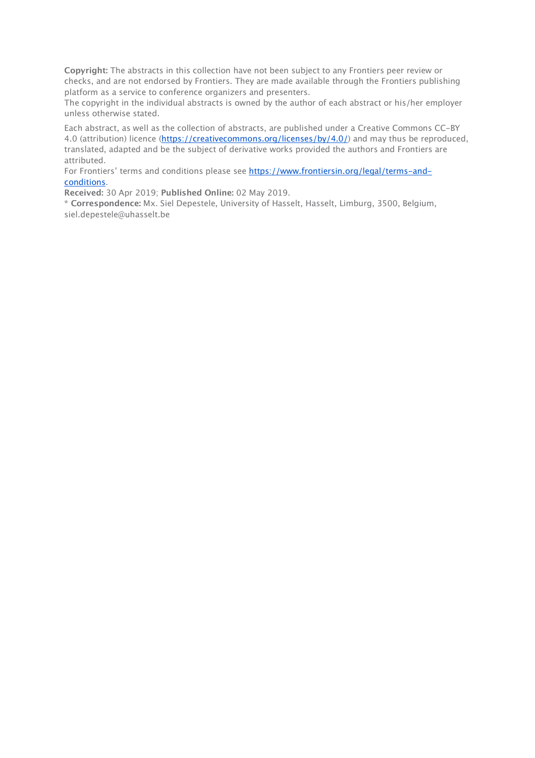**Copyright:** The abstracts in this collection have not been subject to any Frontiers peer review or checks, and are not endorsed by Frontiers. They are made available through the Frontiers publishing platform as a service to conference organizers and presenters.
The copyright in the individual abstracts is owned by the author of each abstract or his/her employer unless otherwise stated.

Each abstract, as well as the collection of abstracts, are published under a Creative Commons CC-BY 4.0 (attribution) licence (https://creativecommons.org/licenses/by/4.0/) and may thus be reproduced, translated, adapted and be the subject of derivative works provided the authors and Frontiers are attributed.
For Frontiers' terms and conditions please see https://www.frontiersin.org/legal/terms-and-conditions.

**Received:** 30 Apr 2019; **Published Online:** 02 May 2019.

\* **Correspondence:** Mx. Siel Depestele, University of Hasselt, Hasselt, Limburg, 3500, Belgium, siel.depestele@uhasselt.be